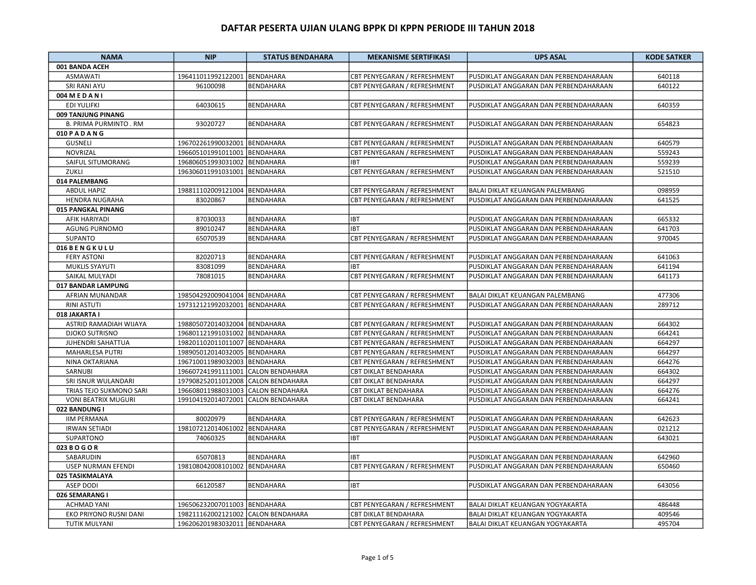# DAFTAR PESERTA UJIAN ULANG BPPK DI KPPN PERIODE III TAHUN 2018

| NAMA | NIP | STATUS BENDAHARA | MEKANISME SERTIFIKASI | UPS ASAL | KODE SATKER |
|---|---|---|---|---|---|
| **001 BANDA ACEH** | | | | | |
| ASMAWATI | 196411011992122001 | BENDAHARA | CBT PENYEGARAN / REFRESHMENT | PUSDIKLAT ANGGARAN DAN PERBENDAHARAAN | 640118 |
| SRI RANI AYU | 96100098 | BENDAHARA | CBT PENYEGARAN / REFRESHMENT | PUSDIKLAT ANGGARAN DAN PERBENDAHARAAN | 640122 |
| **004 M E D A N I** | | | | | |
| EDI YULIFKI | 64030615 | BENDAHARA | CBT PENYEGARAN / REFRESHMENT | PUSDIKLAT ANGGARAN DAN PERBENDAHARAAN | 640359 |
| **009 TANJUNG PINANG** | | | | | |
| B. PRIMA PURMINTO . RM | 93020727 | BENDAHARA | CBT PENYEGARAN / REFRESHMENT | PUSDIKLAT ANGGARAN DAN PERBENDAHARAAN | 654823 |
| **010 P A D A N G** | | | | | |
| GUSNELI | 196702261990032001 | BENDAHARA | CBT PENYEGARAN / REFRESHMENT | PUSDIKLAT ANGGARAN DAN PERBENDAHARAAN | 640579 |
| NOVRIZAL | 196605101991011001 | BENDAHARA | CBT PENYEGARAN / REFRESHMENT | PUSDIKLAT ANGGARAN DAN PERBENDAHARAAN | 559243 |
| SAIFUL SITUMORANG | 196806051993031002 | BENDAHARA | IBT | PUSDIKLAT ANGGARAN DAN PERBENDAHARAAN | 559239 |
| ZUKLI | 196306011991031001 | BENDAHARA | CBT PENYEGARAN / REFRESHMENT | PUSDIKLAT ANGGARAN DAN PERBENDAHARAAN | 521510 |
| **014 PALEMBANG** | | | | | |
| ABDUL HAPIZ | 198811102009121004 | BENDAHARA | CBT PENYEGARAN / REFRESHMENT | BALAI DIKLAT KEUANGAN PALEMBANG | 098959 |
| HENDRA NUGRAHA | 83020867 | BENDAHARA | CBT PENYEGARAN / REFRESHMENT | PUSDIKLAT ANGGARAN DAN PERBENDAHARAAN | 641525 |
| **015 PANGKAL PINANG** | | | | | |
| AFIK HARIYADI | 87030033 | BENDAHARA | IBT | PUSDIKLAT ANGGARAN DAN PERBENDAHARAAN | 665332 |
| AGUNG PURNOMO | 89010247 | BENDAHARA | IBT | PUSDIKLAT ANGGARAN DAN PERBENDAHARAAN | 641703 |
| SUPANTO | 65070539 | BENDAHARA | CBT PENYEGARAN / REFRESHMENT | PUSDIKLAT ANGGARAN DAN PERBENDAHARAAN | 970045 |
| **016 B E N G K U L U** | | | | | |
| FERY ASTONI | 82020713 | BENDAHARA | CBT PENYEGARAN / REFRESHMENT | PUSDIKLAT ANGGARAN DAN PERBENDAHARAAN | 641063 |
| MUKLIS SYAYUTI | 83081099 | BENDAHARA | IBT | PUSDIKLAT ANGGARAN DAN PERBENDAHARAAN | 641194 |
| SAIKAL MULYADI | 78081015 | BENDAHARA | CBT PENYEGARAN / REFRESHMENT | PUSDIKLAT ANGGARAN DAN PERBENDAHARAAN | 641173 |
| **017 BANDAR LAMPUNG** | | | | | |
| AFRIAN MUNANDAR | 198504292009041004 | BENDAHARA | CBT PENYEGARAN / REFRESHMENT | BALAI DIKLAT KEUANGAN PALEMBANG | 477306 |
| RINI ASTUTI | 197312121992032001 | BENDAHARA | CBT PENYEGARAN / REFRESHMENT | PUSDIKLAT ANGGARAN DAN PERBENDAHARAAN | 289712 |
| **018 JAKARTA I** | | | | | |
| ASTRID RAMADIAH WIJAYA | 198805072014032004 | BENDAHARA | CBT PENYEGARAN / REFRESHMENT | PUSDIKLAT ANGGARAN DAN PERBENDAHARAAN | 664302 |
| DJOKO SUTRISNO | 196801121991031002 | BENDAHARA | CBT PENYEGARAN / REFRESHMENT | PUSDIKLAT ANGGARAN DAN PERBENDAHARAAN | 664241 |
| JUHENDRI SAHATTUA | 198201102011011007 | BENDAHARA | CBT PENYEGARAN / REFRESHMENT | PUSDIKLAT ANGGARAN DAN PERBENDAHARAAN | 664297 |
| MAHARLESA PUTRI | 198905012014032005 | BENDAHARA | CBT PENYEGARAN / REFRESHMENT | PUSDIKLAT ANGGARAN DAN PERBENDAHARAAN | 664297 |
| NINA OKTARIANA | 196710011989032003 | BENDAHARA | CBT PENYEGARAN / REFRESHMENT | PUSDIKLAT ANGGARAN DAN PERBENDAHARAAN | 664276 |
| SARNUBI | 196607241991111001 | CALON BENDAHARA | CBT DIKLAT BENDAHARA | PUSDIKLAT ANGGARAN DAN PERBENDAHARAAN | 664302 |
| SRI ISNUR WULANDARI | 197908252011012008 | CALON BENDAHARA | CBT DIKLAT BENDAHARA | PUSDIKLAT ANGGARAN DAN PERBENDAHARAAN | 664297 |
| TRIAS TEJO SUKMONO SARI | 196608011988031003 | CALON BENDAHARA | CBT DIKLAT BENDAHARA | PUSDIKLAT ANGGARAN DAN PERBENDAHARAAN | 664276 |
| VONI BEATRIX MUGURI | 199104192014072001 | CALON BENDAHARA | CBT DIKLAT BENDAHARA | PUSDIKLAT ANGGARAN DAN PERBENDAHARAAN | 664241 |
| **022 BANDUNG I** | | | | | |
| IIM PERMANA | 80020979 | BENDAHARA | CBT PENYEGARAN / REFRESHMENT | PUSDIKLAT ANGGARAN DAN PERBENDAHARAAN | 642623 |
| IRWAN SETIADI | 198107212014061002 | BENDAHARA | CBT PENYEGARAN / REFRESHMENT | PUSDIKLAT ANGGARAN DAN PERBENDAHARAAN | 021212 |
| SUPARTONO | 74060325 | BENDAHARA | IBT | PUSDIKLAT ANGGARAN DAN PERBENDAHARAAN | 643021 |
| **023 B O G O R** | | | | | |
| SABARUDIN | 65070813 | BENDAHARA | IBT | PUSDIKLAT ANGGARAN DAN PERBENDAHARAAN | 642960 |
| USEP NURMAN EFENDI | 198108042008101002 | BENDAHARA | CBT PENYEGARAN / REFRESHMENT | PUSDIKLAT ANGGARAN DAN PERBENDAHARAAN | 650460 |
| **025 TASIKMALAYA** | | | | | |
| ASEP DODI | 66120587 | BENDAHARA | IBT | PUSDIKLAT ANGGARAN DAN PERBENDAHARAAN | 643056 |
| **026 SEMARANG I** | | | | | |
| ACHMAD YANI | 196506232007011003 | BENDAHARA | CBT PENYEGARAN / REFRESHMENT | BALAI DIKLAT KEUANGAN YOGYAKARTA | 486448 |
| EKO PRIYONO RUSNI DANI | 198211162002121002 | CALON BENDAHARA | CBT DIKLAT BENDAHARA | BALAI DIKLAT KEUANGAN YOGYAKARTA | 409546 |
| TUTIK MULYANI | 196206201983032011 | BENDAHARA | CBT PENYEGARAN / REFRESHMENT | BALAI DIKLAT KEUANGAN YOGYAKARTA | 495704 |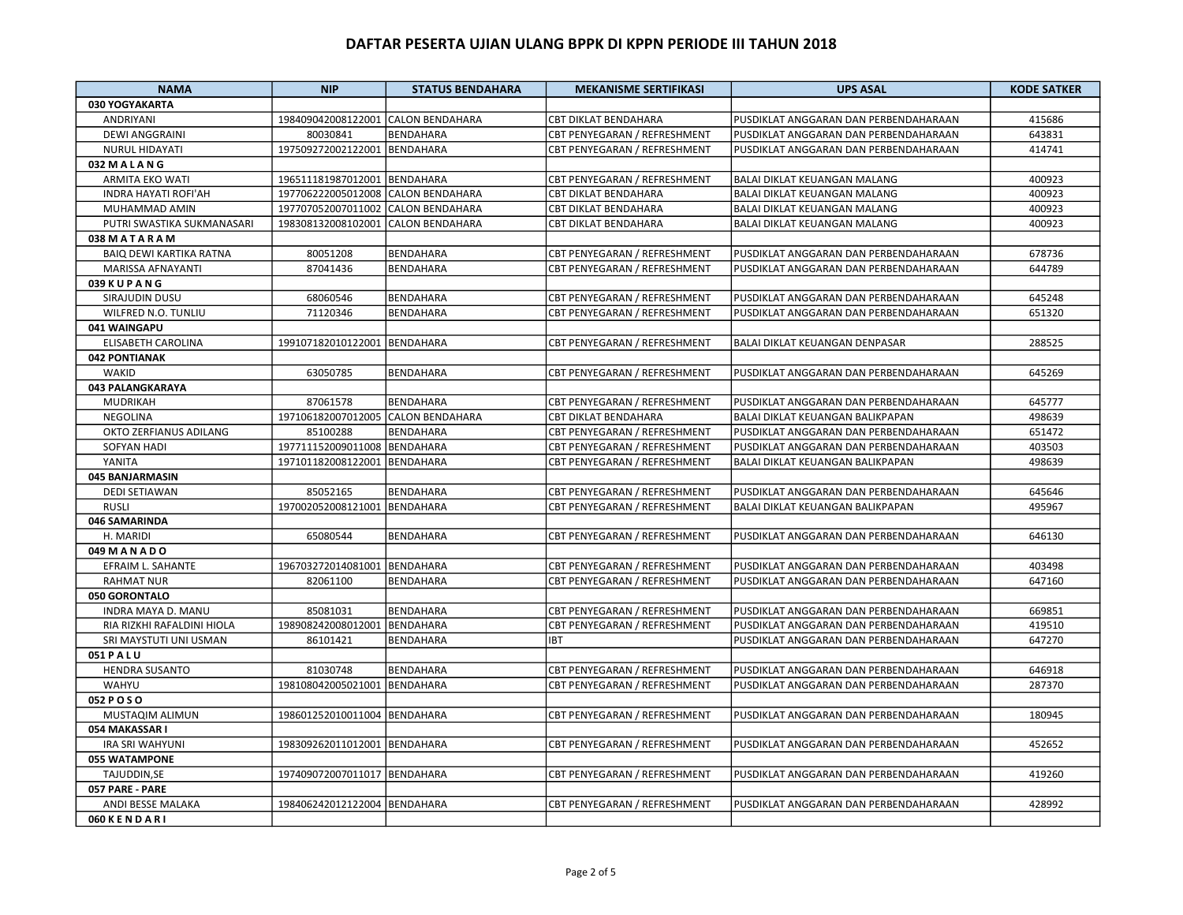# DAFTAR PESERTA UJIAN ULANG BPPK DI KPPN PERIODE III TAHUN 2018

| NAMA | NIP | STATUS BENDAHARA | MEKANISME SERTIFIKASI | UPS ASAL | KODE SATKER |
|---|---|---|---|---|---|
| **030 YOGYAKARTA** | | | | | |
| ANDRIYANI | 198409042008122001 | CALON BENDAHARA | CBT DIKLAT BENDAHARA | PUSDIKLAT ANGGARAN DAN PERBENDAHARAAN | 415686 |
| DEWI ANGGRAINI | 80030841 | BENDAHARA | CBT PENYEGARAN / REFRESHMENT | PUSDIKLAT ANGGARAN DAN PERBENDAHARAAN | 643831 |
| NURUL HIDAYATI | 197509272002122001 | BENDAHARA | CBT PENYEGARAN / REFRESHMENT | PUSDIKLAT ANGGARAN DAN PERBENDAHARAAN | 414741 |
| **032 M A L A N G** | | | | | |
| ARMITA EKO WATI | 196511181987012001 | BENDAHARA | CBT PENYEGARAN / REFRESHMENT | BALAI DIKLAT KEUANGAN MALANG | 400923 |
| INDRA HAYATI ROFI'AH | 197706222005012008 | CALON BENDAHARA | CBT DIKLAT BENDAHARA | BALAI DIKLAT KEUANGAN MALANG | 400923 |
| MUHAMMAD AMIN | 197707052007011002 | CALON BENDAHARA | CBT DIKLAT BENDAHARA | BALAI DIKLAT KEUANGAN MALANG | 400923 |
| PUTRI SWASTIKA SUKMANASARI | 198308132008102001 | CALON BENDAHARA | CBT DIKLAT BENDAHARA | BALAI DIKLAT KEUANGAN MALANG | 400923 |
| **038 M A T A R A M** | | | | | |
| BAIQ DEWI KARTIKA RATNA | 80051208 | BENDAHARA | CBT PENYEGARAN / REFRESHMENT | PUSDIKLAT ANGGARAN DAN PERBENDAHARAAN | 678736 |
| MARISSA AFNAYANTI | 87041436 | BENDAHARA | CBT PENYEGARAN / REFRESHMENT | PUSDIKLAT ANGGARAN DAN PERBENDAHARAAN | 644789 |
| **039 K U P A N G** | | | | | |
| SIRAJUDIN DUSU | 68060546 | BENDAHARA | CBT PENYEGARAN / REFRESHMENT | PUSDIKLAT ANGGARAN DAN PERBENDAHARAAN | 645248 |
| WILFRED N.O. TUNLIU | 71120346 | BENDAHARA | CBT PENYEGARAN / REFRESHMENT | PUSDIKLAT ANGGARAN DAN PERBENDAHARAAN | 651320 |
| **041 WAINGAPU** | | | | | |
| ELISABETH CAROLINA | 199107182010122001 | BENDAHARA | CBT PENYEGARAN / REFRESHMENT | BALAI DIKLAT KEUANGAN DENPASAR | 288525 |
| **042 PONTIANAK** | | | | | |
| WAKID | 63050785 | BENDAHARA | CBT PENYEGARAN / REFRESHMENT | PUSDIKLAT ANGGARAN DAN PERBENDAHARAAN | 645269 |
| **043 PALANGKARAYA** | | | | | |
| MUDRIKAH | 87061578 | BENDAHARA | CBT PENYEGARAN / REFRESHMENT | PUSDIKLAT ANGGARAN DAN PERBENDAHARAAN | 645777 |
| NEGOLINA | 197106182007012005 | CALON BENDAHARA | CBT DIKLAT BENDAHARA | BALAI DIKLAT KEUANGAN BALIKPAPAN | 498639 |
| OKTO ZERFIANUS ADILANG | 85100288 | BENDAHARA | CBT PENYEGARAN / REFRESHMENT | PUSDIKLAT ANGGARAN DAN PERBENDAHARAAN | 651472 |
| SOFYAN HADI | 197711152009011008 | BENDAHARA | CBT PENYEGARAN / REFRESHMENT | PUSDIKLAT ANGGARAN DAN PERBENDAHARAAN | 403503 |
| YANITA | 197101182008122001 | BENDAHARA | CBT PENYEGARAN / REFRESHMENT | BALAI DIKLAT KEUANGAN BALIKPAPAN | 498639 |
| **045 BANJARMASIN** | | | | | |
| DEDI SETIAWAN | 85052165 | BENDAHARA | CBT PENYEGARAN / REFRESHMENT | PUSDIKLAT ANGGARAN DAN PERBENDAHARAAN | 645646 |
| RUSLI | 197002052008121001 | BENDAHARA | CBT PENYEGARAN / REFRESHMENT | BALAI DIKLAT KEUANGAN BALIKPAPAN | 495967 |
| **046 SAMARINDA** | | | | | |
| H. MARIDI | 65080544 | BENDAHARA | CBT PENYEGARAN / REFRESHMENT | PUSDIKLAT ANGGARAN DAN PERBENDAHARAAN | 646130 |
| **049 M A N A D O** | | | | | |
| EFRAIM L. SAHANTE | 196703272014081001 | BENDAHARA | CBT PENYEGARAN / REFRESHMENT | PUSDIKLAT ANGGARAN DAN PERBENDAHARAAN | 403498 |
| RAHMAT NUR | 82061100 | BENDAHARA | CBT PENYEGARAN / REFRESHMENT | PUSDIKLAT ANGGARAN DAN PERBENDAHARAAN | 647160 |
| **050 GORONTALO** | | | | | |
| INDRA MAYA D. MANU | 85081031 | BENDAHARA | CBT PENYEGARAN / REFRESHMENT | PUSDIKLAT ANGGARAN DAN PERBENDAHARAAN | 669851 |
| RIA RIZKHI RAFALDINI HIOLA | 198908242008012001 | BENDAHARA | CBT PENYEGARAN / REFRESHMENT | PUSDIKLAT ANGGARAN DAN PERBENDAHARAAN | 419510 |
| SRI MAYSTUTI UNI USMAN | 86101421 | BENDAHARA | IBT | PUSDIKLAT ANGGARAN DAN PERBENDAHARAAN | 647270 |
| **051 P A L U** | | | | | |
| HENDRA SUSANTO | 81030748 | BENDAHARA | CBT PENYEGARAN / REFRESHMENT | PUSDIKLAT ANGGARAN DAN PERBENDAHARAAN | 646918 |
| WAHYU | 198108042005021001 | BENDAHARA | CBT PENYEGARAN / REFRESHMENT | PUSDIKLAT ANGGARAN DAN PERBENDAHARAAN | 287370 |
| **052 P O S O** | | | | | |
| MUSTAQIM ALIMUN | 198601252010011004 | BENDAHARA | CBT PENYEGARAN / REFRESHMENT | PUSDIKLAT ANGGARAN DAN PERBENDAHARAAN | 180945 |
| **054 MAKASSAR I** | | | | | |
| IRA SRI WAHYUNI | 198309262011012001 | BENDAHARA | CBT PENYEGARAN / REFRESHMENT | PUSDIKLAT ANGGARAN DAN PERBENDAHARAAN | 452652 |
| **055 WATAMPONE** | | | | | |
| TAJUDDIN,SE | 197409072007011017 | BENDAHARA | CBT PENYEGARAN / REFRESHMENT | PUSDIKLAT ANGGARAN DAN PERBENDAHARAAN | 419260 |
| **057 PARE - PARE** | | | | | |
| ANDI BESSE MALAKA | 198406242012122004 | BENDAHARA | CBT PENYEGARAN / REFRESHMENT | PUSDIKLAT ANGGARAN DAN PERBENDAHARAAN | 428992 |
| **060 K E N D A R I** | | | | | |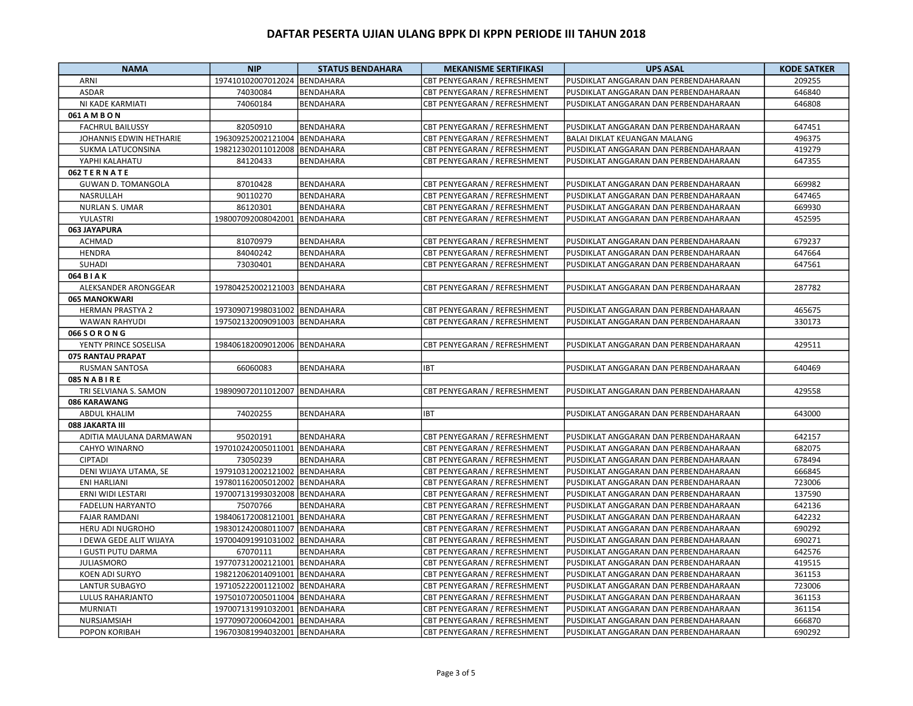## DAFTAR PESERTA UJIAN ULANG BPPK DI KPPN PERIODE III TAHUN 2018

| NAMA | NIP | STATUS BENDAHARA | MEKANISME SERTIFIKASI | UPS ASAL | KODE SATKER |
|---|---|---|---|---|---|
| ARNI | 197410102007012024 | BENDAHARA | CBT PENYEGARAN / REFRESHMENT | PUSDIKLAT ANGGARAN DAN PERBENDAHARAAN | 209255 |
| ASDAR | 74030084 | BENDAHARA | CBT PENYEGARAN / REFRESHMENT | PUSDIKLAT ANGGARAN DAN PERBENDAHARAAN | 646840 |
| NI KADE KARMIATI | 74060184 | BENDAHARA | CBT PENYEGARAN / REFRESHMENT | PUSDIKLAT ANGGARAN DAN PERBENDAHARAAN | 646808 |
| **061 A M B O N** | | | | | |
| FACHRUL BAILUSSY | 82050910 | BENDAHARA | CBT PENYEGARAN / REFRESHMENT | PUSDIKLAT ANGGARAN DAN PERBENDAHARAAN | 647451 |
| JOHANNIS EDWIN HETHARIE | 196309252002121004 | BENDAHARA | CBT PENYEGARAN / REFRESHMENT | BALAI DIKLAT KEUANGAN MALANG | 496375 |
| SUKMA LATUCONSINA | 198212302011012008 | BENDAHARA | CBT PENYEGARAN / REFRESHMENT | PUSDIKLAT ANGGARAN DAN PERBENDAHARAAN | 419279 |
| YAPHI KALAHATU | 84120433 | BENDAHARA | CBT PENYEGARAN / REFRESHMENT | PUSDIKLAT ANGGARAN DAN PERBENDAHARAAN | 647355 |
| **062 T E R N A T E** | | | | | |
| GUWAN D. TOMANGOLA | 87010428 | BENDAHARA | CBT PENYEGARAN / REFRESHMENT | PUSDIKLAT ANGGARAN DAN PERBENDAHARAAN | 669982 |
| NASRULLAH | 90110270 | BENDAHARA | CBT PENYEGARAN / REFRESHMENT | PUSDIKLAT ANGGARAN DAN PERBENDAHARAAN | 647465 |
| NURLAN S. UMAR | 86120301 | BENDAHARA | CBT PENYEGARAN / REFRESHMENT | PUSDIKLAT ANGGARAN DAN PERBENDAHARAAN | 669930 |
| YULASTRI | 198007092008042001 | BENDAHARA | CBT PENYEGARAN / REFRESHMENT | PUSDIKLAT ANGGARAN DAN PERBENDAHARAAN | 452595 |
| **063 JAYAPURA** | | | | | |
| ACHMAD | 81070979 | BENDAHARA | CBT PENYEGARAN / REFRESHMENT | PUSDIKLAT ANGGARAN DAN PERBENDAHARAAN | 679237 |
| HENDRA | 84040242 | BENDAHARA | CBT PENYEGARAN / REFRESHMENT | PUSDIKLAT ANGGARAN DAN PERBENDAHARAAN | 647664 |
| SUHADI | 73030401 | BENDAHARA | CBT PENYEGARAN / REFRESHMENT | PUSDIKLAT ANGGARAN DAN PERBENDAHARAAN | 647561 |
| **064 B I A K** | | | | | |
| ALEKSANDER ARONGGEAR | 197804252002121003 | BENDAHARA | CBT PENYEGARAN / REFRESHMENT | PUSDIKLAT ANGGARAN DAN PERBENDAHARAAN | 287782 |
| **065 MANOKWARI** | | | | | |
| HERMAN PRASTYA 2 | 197309071998031002 | BENDAHARA | CBT PENYEGARAN / REFRESHMENT | PUSDIKLAT ANGGARAN DAN PERBENDAHARAAN | 465675 |
| WAWAN RAHYUDI | 197502132009091003 | BENDAHARA | CBT PENYEGARAN / REFRESHMENT | PUSDIKLAT ANGGARAN DAN PERBENDAHARAAN | 330173 |
| **066 S O R O N G** | | | | | |
| YENTY PRINCE SOSELISA | 198406182009012006 | BENDAHARA | CBT PENYEGARAN / REFRESHMENT | PUSDIKLAT ANGGARAN DAN PERBENDAHARAAN | 429511 |
| **075 RANTAU PRAPAT** | | | | | |
| RUSMAN SANTOSA | 66060083 | BENDAHARA | IBT | PUSDIKLAT ANGGARAN DAN PERBENDAHARAAN | 640469 |
| **085 N A B I R E** | | | | | |
| TRI SELVIANA S. SAMON | 198909072011012007 | BENDAHARA | CBT PENYEGARAN / REFRESHMENT | PUSDIKLAT ANGGARAN DAN PERBENDAHARAAN | 429558 |
| **086 KARAWANG** | | | | | |
| ABDUL KHALIM | 74020255 | BENDAHARA | IBT | PUSDIKLAT ANGGARAN DAN PERBENDAHARAAN | 643000 |
| **088 JAKARTA III** | | | | | |
| ADITIA MAULANA DARMAWAN | 95020191 | BENDAHARA | CBT PENYEGARAN / REFRESHMENT | PUSDIKLAT ANGGARAN DAN PERBENDAHARAAN | 642157 |
| CAHYO WINARNO | 197010242005011001 | BENDAHARA | CBT PENYEGARAN / REFRESHMENT | PUSDIKLAT ANGGARAN DAN PERBENDAHARAAN | 682075 |
| CIPTADI | 73050239 | BENDAHARA | CBT PENYEGARAN / REFRESHMENT | PUSDIKLAT ANGGARAN DAN PERBENDAHARAAN | 678494 |
| DENI WIJAYA UTAMA, SE | 197910312002121002 | BENDAHARA | CBT PENYEGARAN / REFRESHMENT | PUSDIKLAT ANGGARAN DAN PERBENDAHARAAN | 666845 |
| ENI HARLIANI | 197801162005012002 | BENDAHARA | CBT PENYEGARAN / REFRESHMENT | PUSDIKLAT ANGGARAN DAN PERBENDAHARAAN | 723006 |
| ERNI WIDI LESTARI | 197007131993032008 | BENDAHARA | CBT PENYEGARAN / REFRESHMENT | PUSDIKLAT ANGGARAN DAN PERBENDAHARAAN | 137590 |
| FADELUN HARYANTO | 75070766 | BENDAHARA | CBT PENYEGARAN / REFRESHMENT | PUSDIKLAT ANGGARAN DAN PERBENDAHARAAN | 642136 |
| FAJAR RAMDANI | 198406172008121001 | BENDAHARA | CBT PENYEGARAN / REFRESHMENT | PUSDIKLAT ANGGARAN DAN PERBENDAHARAAN | 642232 |
| HERU ADI NUGROHO | 198301242008011007 | BENDAHARA | CBT PENYEGARAN / REFRESHMENT | PUSDIKLAT ANGGARAN DAN PERBENDAHARAAN | 690292 |
| I DEWA GEDE ALIT WIJAYA | 197004091991031002 | BENDAHARA | CBT PENYEGARAN / REFRESHMENT | PUSDIKLAT ANGGARAN DAN PERBENDAHARAAN | 690271 |
| I GUSTI PUTU DARMA | 67070111 | BENDAHARA | CBT PENYEGARAN / REFRESHMENT | PUSDIKLAT ANGGARAN DAN PERBENDAHARAAN | 642576 |
| JULIASMORO | 197707312002121001 | BENDAHARA | CBT PENYEGARAN / REFRESHMENT | PUSDIKLAT ANGGARAN DAN PERBENDAHARAAN | 419515 |
| KOEN ADI SURYO | 198212062014091001 | BENDAHARA | CBT PENYEGARAN / REFRESHMENT | PUSDIKLAT ANGGARAN DAN PERBENDAHARAAN | 361153 |
| LANTUR SUBAGYO | 197105222001121002 | BENDAHARA | CBT PENYEGARAN / REFRESHMENT | PUSDIKLAT ANGGARAN DAN PERBENDAHARAAN | 723006 |
| LULUS RAHARJANTO | 197501072005011004 | BENDAHARA | CBT PENYEGARAN / REFRESHMENT | PUSDIKLAT ANGGARAN DAN PERBENDAHARAAN | 361153 |
| MURNIATI | 197007131991032001 | BENDAHARA | CBT PENYEGARAN / REFRESHMENT | PUSDIKLAT ANGGARAN DAN PERBENDAHARAAN | 361154 |
| NURSJAMSIAH | 197709072006042001 | BENDAHARA | CBT PENYEGARAN / REFRESHMENT | PUSDIKLAT ANGGARAN DAN PERBENDAHARAAN | 666870 |
| POPON KORIBAH | 196703081994032001 | BENDAHARA | CBT PENYEGARAN / REFRESHMENT | PUSDIKLAT ANGGARAN DAN PERBENDAHARAAN | 690292 |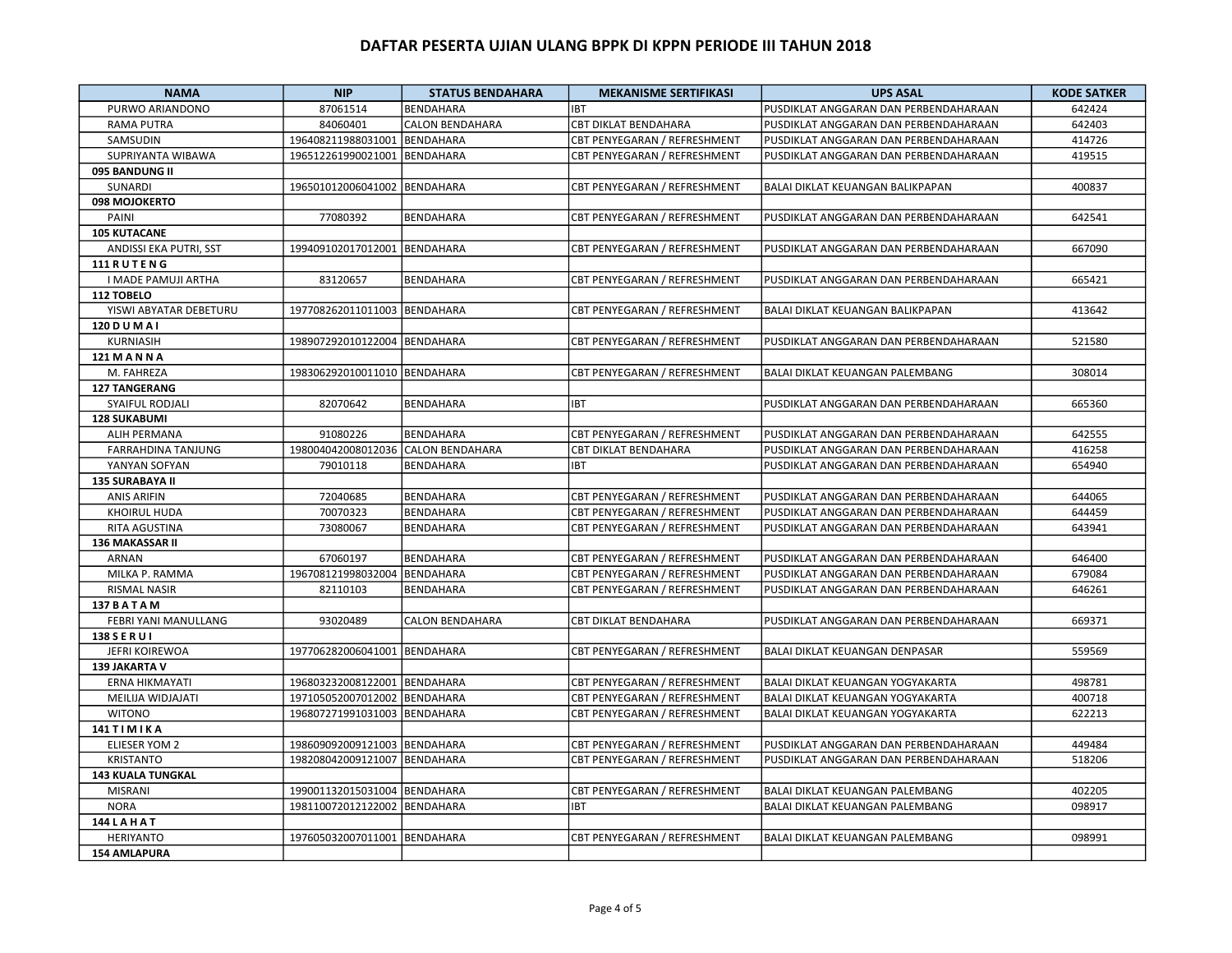## DAFTAR PESERTA UJIAN ULANG BPPK DI KPPN PERIODE III TAHUN 2018

| NAMA | NIP | STATUS BENDAHARA | MEKANISME SERTIFIKASI | UPS ASAL | KODE SATKER |
|---|---|---|---|---|---|
| PURWO ARIANDONO | 87061514 | BENDAHARA | IBT | PUSDIKLAT ANGGARAN DAN PERBENDAHARAAN | 642424 |
| RAMA PUTRA | 84060401 | CALON BENDAHARA | CBT DIKLAT BENDAHARA | PUSDIKLAT ANGGARAN DAN PERBENDAHARAAN | 642403 |
| SAMSUDIN | 196408211988031001 | BENDAHARA | CBT PENYEGARAN / REFRESHMENT | PUSDIKLAT ANGGARAN DAN PERBENDAHARAAN | 414726 |
| SUPRIYANTA WIBAWA | 196512261990021001 | BENDAHARA | CBT PENYEGARAN / REFRESHMENT | PUSDIKLAT ANGGARAN DAN PERBENDAHARAAN | 419515 |
| **095 BANDUNG II** | | | | | |
| SUNARDI | 196501012006041002 | BENDAHARA | CBT PENYEGARAN / REFRESHMENT | BALAI DIKLAT KEUANGAN BALIKPAPAN | 400837 |
| **098 MOJOKERTO** | | | | | |
| PAINI | 77080392 | BENDAHARA | CBT PENYEGARAN / REFRESHMENT | PUSDIKLAT ANGGARAN DAN PERBENDAHARAAN | 642541 |
| **105 KUTACANE** | | | | | |
| ANDISSI EKA PUTRI, SST | 199409102017012001 | BENDAHARA | CBT PENYEGARAN / REFRESHMENT | PUSDIKLAT ANGGARAN DAN PERBENDAHARAAN | 667090 |
| **111 R U T E N G** | | | | | |
| I MADE PAMUJI ARTHA | 83120657 | BENDAHARA | CBT PENYEGARAN / REFRESHMENT | PUSDIKLAT ANGGARAN DAN PERBENDAHARAAN | 665421 |
| **112 TOBELO** | | | | | |
| YISWI ABYATAR DEBETURU | 197708262011011003 | BENDAHARA | CBT PENYEGARAN / REFRESHMENT | BALAI DIKLAT KEUANGAN BALIKPAPAN | 413642 |
| **120 D U M A I** | | | | | |
| KURNIASIH | 198907292010122004 | BENDAHARA | CBT PENYEGARAN / REFRESHMENT | PUSDIKLAT ANGGARAN DAN PERBENDAHARAAN | 521580 |
| **121 M A N N A** | | | | | |
| M. FAHREZA | 198306292010011010 | BENDAHARA | CBT PENYEGARAN / REFRESHMENT | BALAI DIKLAT KEUANGAN PALEMBANG | 308014 |
| **127 TANGERANG** | | | | | |
| SYAIFUL RODJALI | 82070642 | BENDAHARA | IBT | PUSDIKLAT ANGGARAN DAN PERBENDAHARAAN | 665360 |
| **128 SUKABUMI** | | | | | |
| ALIH PERMANA | 91080226 | BENDAHARA | CBT PENYEGARAN / REFRESHMENT | PUSDIKLAT ANGGARAN DAN PERBENDAHARAAN | 642555 |
| FARRAHDINA TANJUNG | 198004042008012036 | CALON BENDAHARA | CBT DIKLAT BENDAHARA | PUSDIKLAT ANGGARAN DAN PERBENDAHARAAN | 416258 |
| YANYAN SOFYAN | 79010118 | BENDAHARA | IBT | PUSDIKLAT ANGGARAN DAN PERBENDAHARAAN | 654940 |
| **135 SURABAYA II** | | | | | |
| ANIS ARIFIN | 72040685 | BENDAHARA | CBT PENYEGARAN / REFRESHMENT | PUSDIKLAT ANGGARAN DAN PERBENDAHARAAN | 644065 |
| KHOIRUL HUDA | 70070323 | BENDAHARA | CBT PENYEGARAN / REFRESHMENT | PUSDIKLAT ANGGARAN DAN PERBENDAHARAAN | 644459 |
| RITA AGUSTINA | 73080067 | BENDAHARA | CBT PENYEGARAN / REFRESHMENT | PUSDIKLAT ANGGARAN DAN PERBENDAHARAAN | 643941 |
| **136 MAKASSAR II** | | | | | |
| ARNAN | 67060197 | BENDAHARA | CBT PENYEGARAN / REFRESHMENT | PUSDIKLAT ANGGARAN DAN PERBENDAHARAAN | 646400 |
| MILKA P. RAMMA | 196708121998032004 | BENDAHARA | CBT PENYEGARAN / REFRESHMENT | PUSDIKLAT ANGGARAN DAN PERBENDAHARAAN | 679084 |
| RISMAL NASIR | 82110103 | BENDAHARA | CBT PENYEGARAN / REFRESHMENT | PUSDIKLAT ANGGARAN DAN PERBENDAHARAAN | 646261 |
| **137 B A T A M** | | | | | |
| FEBRI YANI MANULLANG | 93020489 | CALON BENDAHARA | CBT DIKLAT BENDAHARA | PUSDIKLAT ANGGARAN DAN PERBENDAHARAAN | 669371 |
| **138 S E R U I** | | | | | |
| JEFRI KOIREWOA | 197706282006041001 | BENDAHARA | CBT PENYEGARAN / REFRESHMENT | BALAI DIKLAT KEUANGAN DENPASAR | 559569 |
| **139 JAKARTA V** | | | | | |
| ERNA HIKMAYATI | 196803232008122001 | BENDAHARA | CBT PENYEGARAN / REFRESHMENT | BALAI DIKLAT KEUANGAN YOGYAKARTA | 498781 |
| MEILIJA WIDJAJATI | 197105052007012002 | BENDAHARA | CBT PENYEGARAN / REFRESHMENT | BALAI DIKLAT KEUANGAN YOGYAKARTA | 400718 |
| WITONO | 196807271991031003 | BENDAHARA | CBT PENYEGARAN / REFRESHMENT | BALAI DIKLAT KEUANGAN YOGYAKARTA | 622213 |
| **141 T I M I K A** | | | | | |
| ELIESER YOM 2 | 198609092009121003 | BENDAHARA | CBT PENYEGARAN / REFRESHMENT | PUSDIKLAT ANGGARAN DAN PERBENDAHARAAN | 449484 |
| KRISTANTO | 198208042009121007 | BENDAHARA | CBT PENYEGARAN / REFRESHMENT | PUSDIKLAT ANGGARAN DAN PERBENDAHARAAN | 518206 |
| **143 KUALA TUNGKAL** | | | | | |
| MISRANI | 199001132015031004 | BENDAHARA | CBT PENYEGARAN / REFRESHMENT | BALAI DIKLAT KEUANGAN PALEMBANG | 402205 |
| NORA | 198110072012122002 | BENDAHARA | IBT | BALAI DIKLAT KEUANGAN PALEMBANG | 098917 |
| **144 L A H A T** | | | | | |
| HERIYANTO | 197605032007011001 | BENDAHARA | CBT PENYEGARAN / REFRESHMENT | BALAI DIKLAT KEUANGAN PALEMBANG | 098991 |
| **154 AMLAPURA** | | | | | |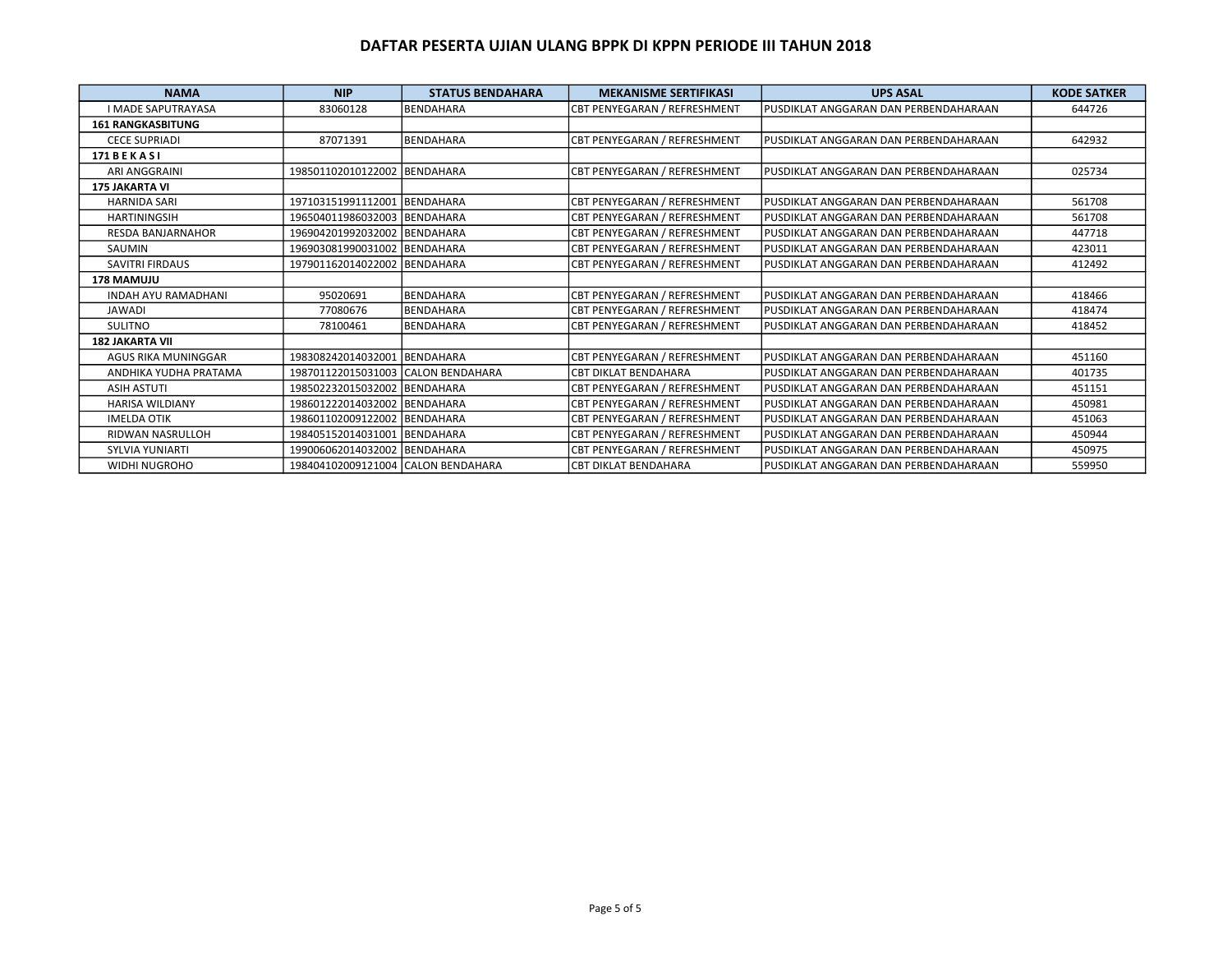## DAFTAR PESERTA UJIAN ULANG BPPK DI KPPN PERIODE III TAHUN 2018

| NAMA | NIP | STATUS BENDAHARA | MEKANISME SERTIFIKASI | UPS ASAL | KODE SATKER |
|---|---|---|---|---|---|
| I MADE SAPUTRAYASA | 83060128 | BENDAHARA | CBT PENYEGARAN / REFRESHMENT | PUSDIKLAT ANGGARAN DAN PERBENDAHARAAN | 644726 |
| **161 RANGKASBITUNG** | | | | | |
| CECE SUPRIADI | 87071391 | BENDAHARA | CBT PENYEGARAN / REFRESHMENT | PUSDIKLAT ANGGARAN DAN PERBENDAHARAAN | 642932 |
| **171 B E K A S I** | | | | | |
| ARI ANGGRAINI | 198501102010122002 | BENDAHARA | CBT PENYEGARAN / REFRESHMENT | PUSDIKLAT ANGGARAN DAN PERBENDAHARAAN | 025734 |
| **175 JAKARTA VI** | | | | | |
| HARNIDA SARI | 197103151991112001 | BENDAHARA | CBT PENYEGARAN / REFRESHMENT | PUSDIKLAT ANGGARAN DAN PERBENDAHARAAN | 561708 |
| HARTININGSIH | 196504011986032003 | BENDAHARA | CBT PENYEGARAN / REFRESHMENT | PUSDIKLAT ANGGARAN DAN PERBENDAHARAAN | 561708 |
| RESDA BANJARNAHOR | 196904201992032002 | BENDAHARA | CBT PENYEGARAN / REFRESHMENT | PUSDIKLAT ANGGARAN DAN PERBENDAHARAAN | 447718 |
| SAUMIN | 196903081990031002 | BENDAHARA | CBT PENYEGARAN / REFRESHMENT | PUSDIKLAT ANGGARAN DAN PERBENDAHARAAN | 423011 |
| SAVITRI FIRDAUS | 197901162014022002 | BENDAHARA | CBT PENYEGARAN / REFRESHMENT | PUSDIKLAT ANGGARAN DAN PERBENDAHARAAN | 412492 |
| **178 MAMUJU** | | | | | |
| INDAH AYU RAMADHANI | 95020691 | BENDAHARA | CBT PENYEGARAN / REFRESHMENT | PUSDIKLAT ANGGARAN DAN PERBENDAHARAAN | 418466 |
| JAWADI | 77080676 | BENDAHARA | CBT PENYEGARAN / REFRESHMENT | PUSDIKLAT ANGGARAN DAN PERBENDAHARAAN | 418474 |
| SULITNO | 78100461 | BENDAHARA | CBT PENYEGARAN / REFRESHMENT | PUSDIKLAT ANGGARAN DAN PERBENDAHARAAN | 418452 |
| **182 JAKARTA VII** | | | | | |
| AGUS RIKA MUNINGGAR | 198308242014032001 | BENDAHARA | CBT PENYEGARAN / REFRESHMENT | PUSDIKLAT ANGGARAN DAN PERBENDAHARAAN | 451160 |
| ANDHIKA YUDHA PRATAMA | 198701122015031003 | CALON BENDAHARA | CBT DIKLAT BENDAHARA | PUSDIKLAT ANGGARAN DAN PERBENDAHARAAN | 401735 |
| ASIH ASTUTI | 198502232015032002 | BENDAHARA | CBT PENYEGARAN / REFRESHMENT | PUSDIKLAT ANGGARAN DAN PERBENDAHARAAN | 451151 |
| HARISA WILDIANY | 198601222014032002 | BENDAHARA | CBT PENYEGARAN / REFRESHMENT | PUSDIKLAT ANGGARAN DAN PERBENDAHARAAN | 450981 |
| IMELDA OTIK | 198601102009122002 | BENDAHARA | CBT PENYEGARAN / REFRESHMENT | PUSDIKLAT ANGGARAN DAN PERBENDAHARAAN | 451063 |
| RIDWAN NASRULLOH | 198405152014031001 | BENDAHARA | CBT PENYEGARAN / REFRESHMENT | PUSDIKLAT ANGGARAN DAN PERBENDAHARAAN | 450944 |
| SYLVIA YUNIARTI | 199006062014032002 | BENDAHARA | CBT PENYEGARAN / REFRESHMENT | PUSDIKLAT ANGGARAN DAN PERBENDAHARAAN | 450975 |
| WIDHI NUGROHO | 198404102009121004 | CALON BENDAHARA | CBT DIKLAT BENDAHARA | PUSDIKLAT ANGGARAN DAN PERBENDAHARAAN | 559950 |